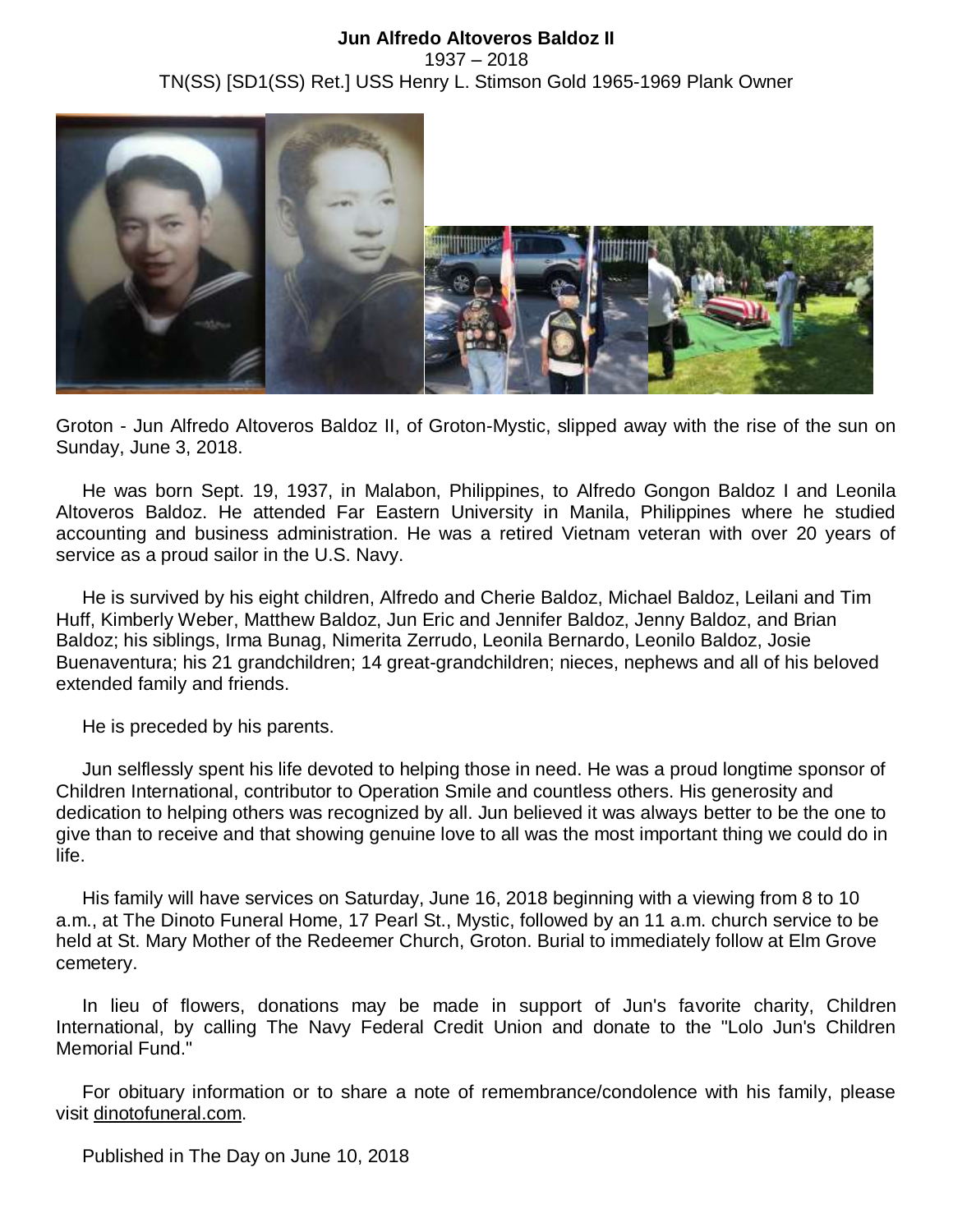**Jun Alfredo Altoveros Baldoz II**

1937 – 2018

TN(SS) [SD1(SS) Ret.] USS Henry L. Stimson Gold 1965-1969 Plank Owner

Groton - Jun Alfredo Altoveros Baldoz II, of Groton-Mystic, slipped away with the rise of the sun on Sunday, June 3, 2018.

He was born Sept. 19, 1937, in Malabon, Philippines, to Alfredo Gongon Baldoz I and Leonila Altoveros Baldoz. He attended Far Eastern University in Manila, Philippines where he studied accounting and business administration. He was a retired Vietnam veteran with over 20 years of service as a proud sailor in the U.S. Navy.

He is survived by his eight children, Alfredo and Cherie Baldoz, Michael Baldoz, Leilani and Tim Huff, Kimberly Weber, Matthew Baldoz, Jun Eric and Jennifer Baldoz, Jenny Baldoz, and Brian Baldoz; his siblings, Irma Bunag, Nimerita Zerrudo, Leonila Bernardo, Leonilo Baldoz, Josie Buenaventura; his 21 grandchildren; 14 great-grandchildren; nieces, nephews and all of his beloved extended family and friends.

He is preceded by his parents.

Jun selflessly spent his life devoted to helping those in need. He was a proud longtime sponsor of Children International, contributor to Operation Smile and countless others. His generosity and dedication to helping others was recognized by all. Jun believed it was always better to be the one to give than to receive and that showing genuine love to all was the most important thing we could do in life.

His family will have services on Saturday, June 16, 2018 beginning with a viewing from 8 to 10 a.m., at The Dinoto Funeral Home, 17 Pearl St., Mystic, followed by an 11 a.m. church service to be held at St. Mary Mother of the Redeemer Church, Groton. Burial to immediately follow at Elm Grove cemetery.

In lieu of flowers, donations may be made in support of Jun's favorite charity, Children International, by calling The Navy Federal Credit Union and donate to the "Lolo Jun's Children Memorial Fund."

For obituary information or to share a note of remembrance/condolence with his family, please visit dinotofuneral.com.

Published in The Day on June 10, 2018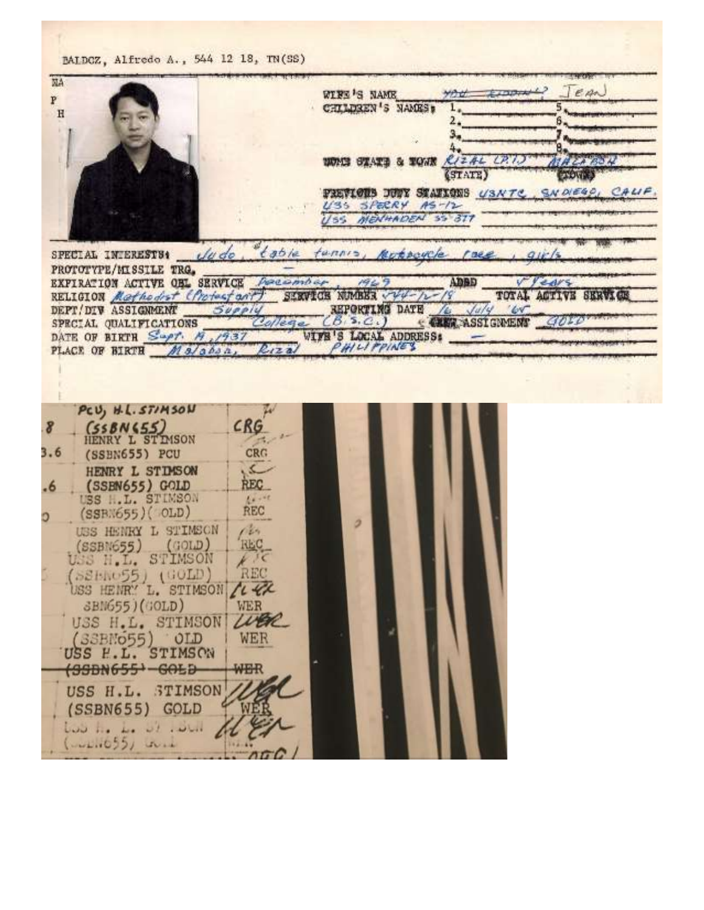BALDOZ, Alfredo A., 544 12 18, TN(SS)

WIFE'S NAME ~~YOU KIDDIN~~? JEAN

CHILDREN'S NAMES: 1. 2. 3. 4. 5. 6. 7. 8.

HOME STATE & TOWN RIZAL (P.I.) (STATE) MALABON (TOWN)

PREVIOUS DUTY STATIONS USNTC, SN DIEGO, CALIF.
USS SPERRY AS-12
USS MENHADEN SS 377

SPECIAL INTERESTS: Judo, table tennis, Motorcycle race, girls

PROTOTYPE/MISSILE TRG. —

EXPIRATION ACTIVE OBL SERVICE December, 1969 ADBD 4 Years

RELIGION Methodist (Protestant) SERVICE NUMBER 544-12-18 TOTAL ACTIVE SERVICE

DEPT/DIV ASSIGNMENT Supply REPORTING DATE 16 July '65

SPECIAL QUALIFICATIONS College (B.S.C.) CREW ASSIGNMENT GOLD

DATE OF BIRTH Sept. 14, 1937 WIFE'S LOCAL ADDRESS: —

PLACE OF BIRTH Malabon, Rizal PHILIPPINES

| | | |
|---|---|---|
| 8 | PCU, H.L. STIMSON (SSBN655) | CRG |
| 3.6 | HENRY L STIMSON (SSBN655) PCU | CRG |
| .6 | HENRY L STIMSON (SSBN655) GOLD | REC |
| 0 | USS H.L. STIMSON (SSBN655)(GOLD) | REC |
| | USS HENRY L STIMSON (SSBN655) (GOLD) | REC |
| | USS H.L. STIMSON (SSBN655) (GOLD) | REC |
| | USS HENRY L. STIMSON (SSBN655)(GOLD) | WER |
| | USS H.L. STIMSON (SSBN655) GOLD | WER |
| | USS H.L. STIMSON ~~(SSBN655) GOLD~~ | WER |
| | USS H.L. STIMSON (SSBN655) GOLD | WER |
| | USS H. L. STIMSON (SSBN655) GOLD | |